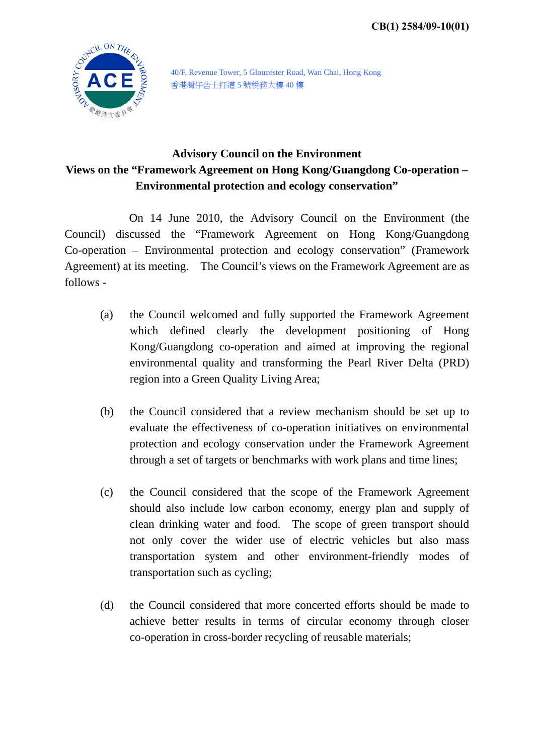CB(1) 2584/09-10(01)

40/F, Revenue Tower, 5 Gloucester Road, Wan Chai, Hong Kong
香港灣仔告士打道 5 號稅務大樓 40 樓

# Advisory Council on the Environment

## Views on the "Framework Agreement on Hong Kong/Guangdong Co-operation – Environmental protection and ecology conservation"

On 14 June 2010, the Advisory Council on the Environment (the Council) discussed the "Framework Agreement on Hong Kong/Guangdong Co-operation – Environmental protection and ecology conservation" (Framework Agreement) at its meeting. The Council's views on the Framework Agreement are as follows -

(a) the Council welcomed and fully supported the Framework Agreement which defined clearly the development positioning of Hong Kong/Guangdong co-operation and aimed at improving the regional environmental quality and transforming the Pearl River Delta (PRD) region into a Green Quality Living Area;

(b) the Council considered that a review mechanism should be set up to evaluate the effectiveness of co-operation initiatives on environmental protection and ecology conservation under the Framework Agreement through a set of targets or benchmarks with work plans and time lines;

(c) the Council considered that the scope of the Framework Agreement should also include low carbon economy, energy plan and supply of clean drinking water and food. The scope of green transport should not only cover the wider use of electric vehicles but also mass transportation system and other environment-friendly modes of transportation such as cycling;

(d) the Council considered that more concerted efforts should be made to achieve better results in terms of circular economy through closer co-operation in cross-border recycling of reusable materials;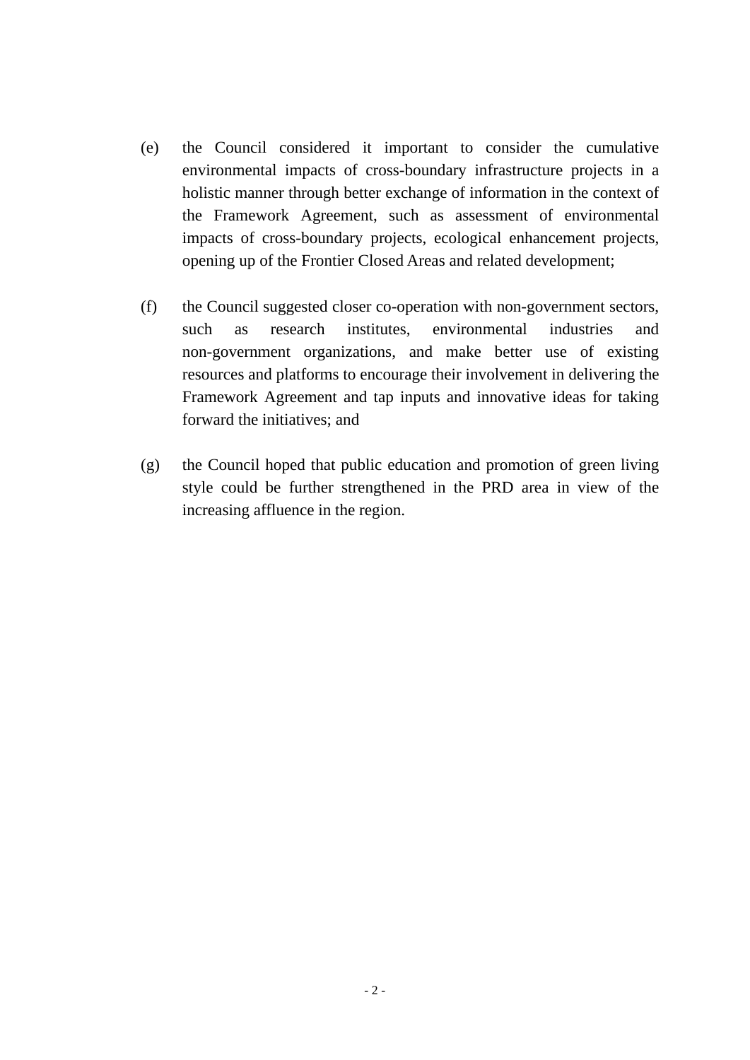(e) the Council considered it important to consider the cumulative environmental impacts of cross-boundary infrastructure projects in a holistic manner through better exchange of information in the context of the Framework Agreement, such as assessment of environmental impacts of cross-boundary projects, ecological enhancement projects, opening up of the Frontier Closed Areas and related development;

(f) the Council suggested closer co-operation with non-government sectors, such as research institutes, environmental industries and non-government organizations, and make better use of existing resources and platforms to encourage their involvement in delivering the Framework Agreement and tap inputs and innovative ideas for taking forward the initiatives; and

(g) the Council hoped that public education and promotion of green living style could be further strengthened in the PRD area in view of the increasing affluence in the region.